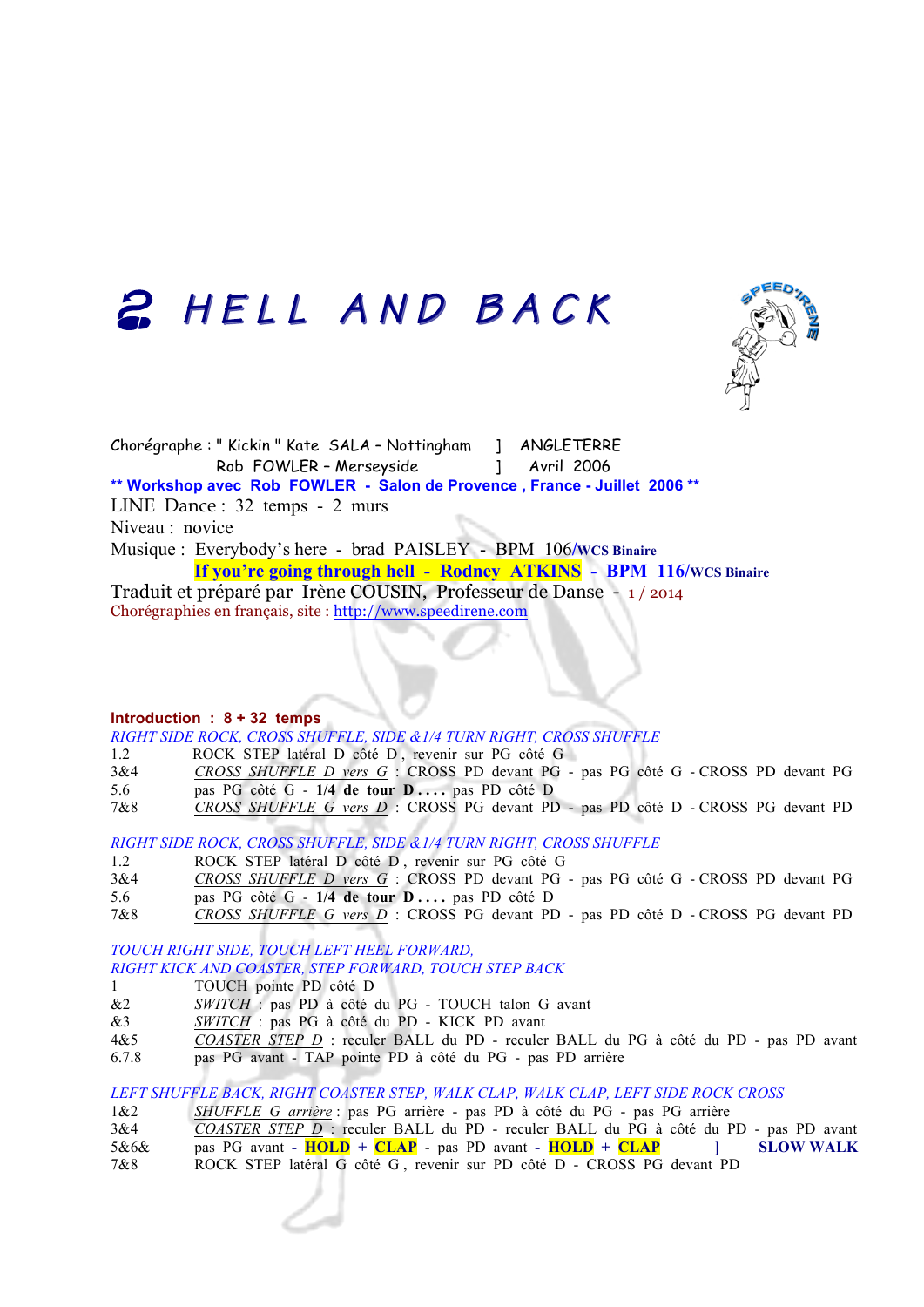# 2 HELL AND BACK

Chorégraphe : " Kickin " Kate SALA – Nottingham ] ANGLETERRE
Rob FOWLER – Merseyside ] Avril 2006

**\*\* Workshop avec Rob FOWLER - Salon de Provence , France - Juillet 2006 \*\***

LINE Dance : 32 temps - 2 murs

Niveau : novice

Musique : Everybody's here - brad PAISLEY - BPM 106/**WCS Binaire**
**If you're going through hell - Rodney ATKINS - BPM 116/WCS Binaire**

Traduit et préparé par Irène COUSIN, Professeur de Danse - 1 / 2014

Chorégraphies en français, site : http://www.speedirene.com

**Introduction : 8 + 32 temps**

*RIGHT SIDE ROCK, CROSS SHUFFLE, SIDE &1/4 TURN RIGHT, CROSS SHUFFLE*

| | |
|---|---|
| 1.2 | ROCK STEP latéral D côté D , revenir sur PG côté G |
| 3&4 | *CROSS SHUFFLE D vers G* : CROSS PD devant PG - pas PG côté G - CROSS PD devant PG |
| 5.6 | pas PG côté G - **1/4 de tour D . . . .** pas PD côté D |
| 7&8 | *CROSS SHUFFLE G vers D* : CROSS PG devant PD - pas PD côté D - CROSS PG devant PD |

*RIGHT SIDE ROCK, CROSS SHUFFLE, SIDE &1/4 TURN RIGHT, CROSS SHUFFLE*

| | |
|---|---|
| 1.2 | ROCK STEP latéral D côté D , revenir sur PG côté G |
| 3&4 | *CROSS SHUFFLE D vers G* : CROSS PD devant PG - pas PG côté G - CROSS PD devant PG |
| 5.6 | pas PG côté G - **1/4 de tour D . . . .** pas PD côté D |
| 7&8 | *CROSS SHUFFLE G vers D* : CROSS PG devant PD - pas PD côté D - CROSS PG devant PD |

*TOUCH RIGHT SIDE, TOUCH LEFT HEEL FORWARD,*
*RIGHT KICK AND COASTER, STEP FORWARD, TOUCH STEP BACK*

| | |
|---|---|
| 1 | TOUCH pointe PD côté D |
| &2 | *SWITCH* : pas PD à côté du PG - TOUCH talon G avant |
| &3 | *SWITCH* : pas PG à côté du PD - KICK PD avant |
| 4&5 | *COASTER STEP D* : reculer BALL du PD - reculer BALL du PG à côté du PD - pas PD avant |
| 6.7.8 | pas PG avant - TAP pointe PD à côté du PG - pas PD arrière |

*LEFT SHUFFLE BACK, RIGHT COASTER STEP, WALK CLAP, WALK CLAP, LEFT SIDE ROCK CROSS*

| | |
|---|---|
| 1&2 | *SHUFFLE G arrière* : pas PG arrière - pas PD à côté du PG - pas PG arrière |
| 3&4 | *COASTER STEP D* : reculer BALL du PD - reculer BALL du PG à côté du PD - pas PD avant |
| 5&6& | pas PG avant - **HOLD** + **CLAP** - pas PD avant - **HOLD** + **CLAP** ] **SLOW WALK** |
| 7&8 | ROCK STEP latéral G côté G , revenir sur PD côté D - CROSS PG devant PD |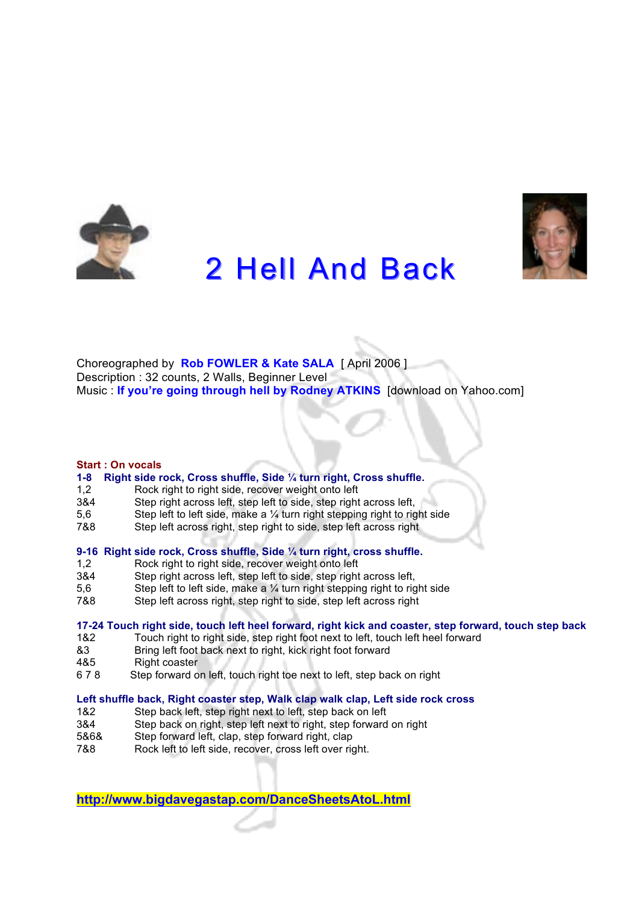# 2 Hell And Back

Choreographed by **Rob FOWLER & Kate SALA** [ April 2006 ]
Description : 32 counts, 2 Walls, Beginner Level
Music : **If you're going through hell by Rodney ATKINS** [download on Yahoo.com]

**Start : On vocals**

**1-8 Right side rock, Cross shuffle, Side ¼ turn right, Cross shuffle.**

| | |
|---|---|
| 1,2 | Rock right to right side, recover weight onto left |
| 3&4 | Step right across left, step left to side, step right across left, |
| 5,6 | Step left to left side, make a ¼ turn right stepping right to right side |
| 7&8 | Step left across right, step right to side, step left across right |

**9-16 Right side rock, Cross shuffle, Side ¼ turn right, cross shuffle.**

| | |
|---|---|
| 1,2 | Rock right to right side, recover weight onto left |
| 3&4 | Step right across left, step left to side, step right across left, |
| 5,6 | Step left to left side, make a ¼ turn right stepping right to right side |
| 7&8 | Step left across right, step right to side, step left across right |

**17-24 Touch right side, touch left heel forward, right kick and coaster, step forward, touch step back**

| | |
|---|---|
| 1&2 | Touch right to right side, step right foot next to left, touch left heel forward |
| &3 | Bring left foot back next to right, kick right foot forward |
| 4&5 | Right coaster |
| 6 7 8 | Step forward on left, touch right toe next to left, step back on right |

**Left shuffle back, Right coaster step, Walk clap walk clap, Left side rock cross**

| | |
|---|---|
| 1&2 | Step back left, step right next to left, step back on left |
| 3&4 | Step back on right, step left next to right, step forward on right |
| 5&6& | Step forward left, clap, step forward right, clap |
| 7&8 | Rock left to left side, recover, cross left over right. |

**http://www.bigdavegastap.com/DanceSheetsAtoL.html**